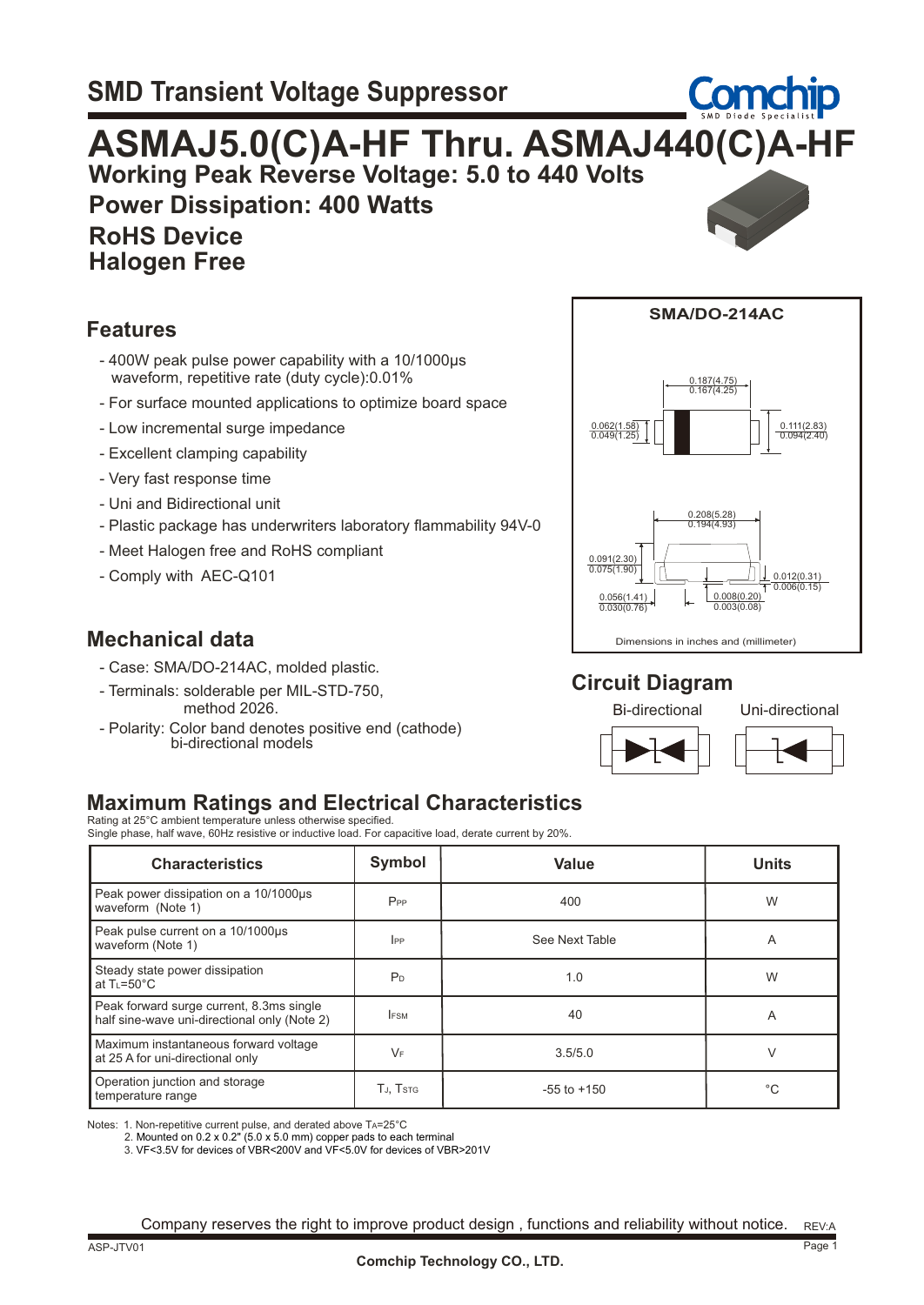# SMD Transient Voltage Suppressor

# ASMAJ5.0(C)A-HF Thru. ASMAJ440(C)A-HF

**Working Peak Reverse Voltage: 5.0 to 440 Volts**

**Power Dissipation: 400 Watts**

**RoHS Device**

**Halogen Free**

## Features

- 400W peak pulse power capability with a 10/1000μs waveform, repetitive rate (duty cycle):0.01%
- For surface mounted applications to optimize board space
- Low incremental surge impedance
- Excellent clamping capability
- Very fast response time
- Uni and Bidirectional unit
- Plastic package has underwriters laboratory flammability 94V-0
- Meet Halogen free and RoHS compliant
- Comply with AEC-Q101

## Mechanical data

- Case: SMA/DO-214AC, molded plastic.
- Terminals: solderable per MIL-STD-750, method 2026.
- Polarity: Color band denotes positive end (cathode) bi-directional models

**SMA/DO-214AC**

0.187(4.75) / 0.167(4.25)

0.062(1.58) / 0.049(1.25)

0.111(2.83) / 0.094(2.40)

0.208(5.28) / 0.194(4.93)

0.091(2.30) / 0.075(1.90)

0.012(0.31) / 0.006(0.15)

0.056(1.41) / 0.030(0.76)

0.008(0.20) / 0.003(0.08)

Dimensions in inches and (millimeter)

## Circuit Diagram

Bi-directional    Uni-directional

## Maximum Ratings and Electrical Characteristics

Rating at 25°C ambient temperature unless otherwise specified.
Single phase, half wave, 60Hz resistive or inductive load. For capacitive load, derate current by 20%.

| Characteristics | Symbol | Value | Units |
|---|---|---|---|
| Peak power dissipation on a 10/1000μs waveform (Note 1) | $P_{PP}$ | 400 | W |
| Peak pulse current on a 10/1000μs waveform (Note 1) | $I_{PP}$ | See Next Table | A |
| Steady state power dissipation at $T_L$=50°C | $P_D$ | 1.0 | W |
| Peak forward surge current, 8.3ms single half sine-wave uni-directional only (Note 2) | $I_{FSM}$ | 40 | A |
| Maximum instantaneous forward voltage at 25 A for uni-directional only | $V_F$ | 3.5/5.0 | V |
| Operation junction and storage temperature range | $T_J$, $T_{STG}$ | -55 to +150 | °C |

Notes: 1. Non-repetitive current pulse, and derated above $T_A$=25°C
2. Mounted on 0.2 x 0.2" (5.0 x 5.0 mm) copper pads to each terminal
3. VF<3.5V for devices of VBR<200V and VF<5.0V for devices of VBR>201V

Company reserves the right to improve product design , functions and reliability without notice. REV:A

ASP-JTV01

Comchip Technology CO., LTD.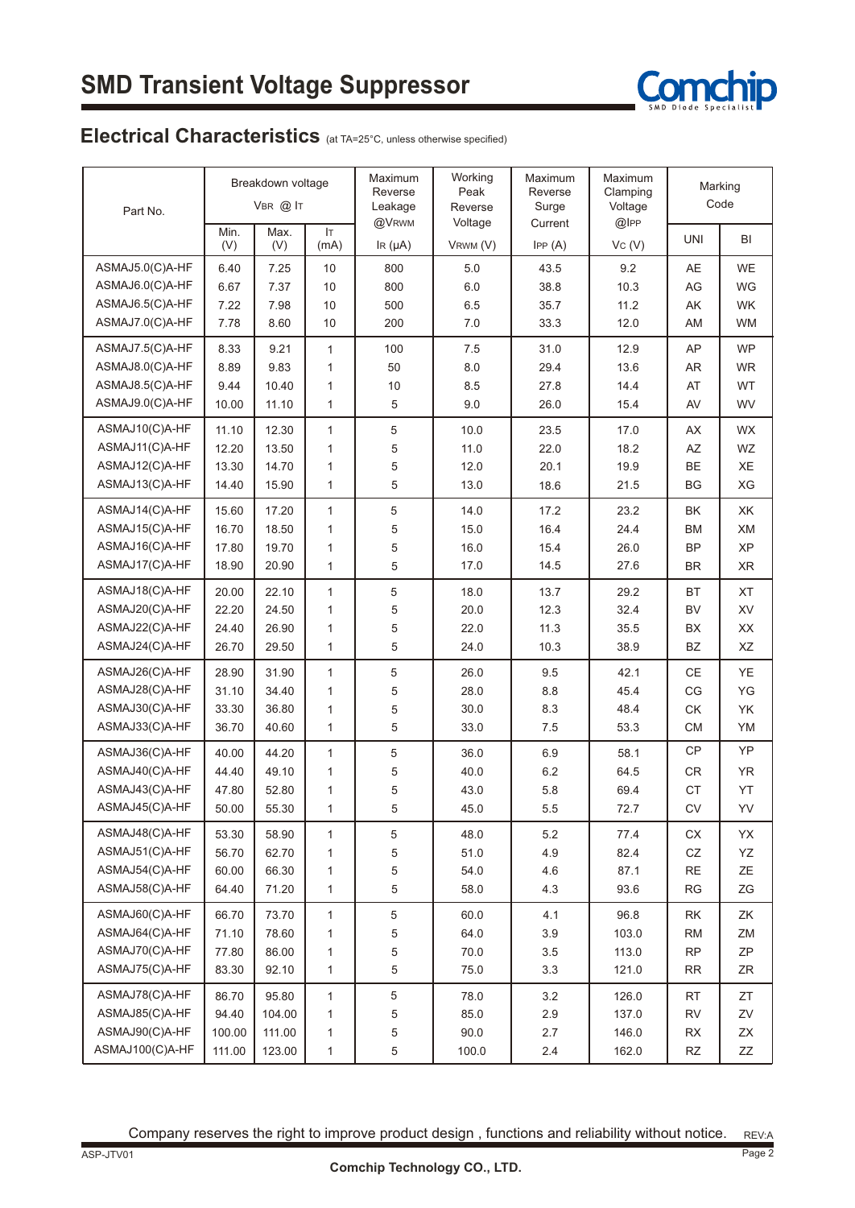# SMD Transient Voltage Suppressor

## Electrical Characteristics (at TA=25°C, unless otherwise specified)

| Part No. | Breakdown voltage $V_{BR}$ @ $I_T$ | | | Maximum Reverse Leakage @$V_{RWM}$ | Working Peak Reverse Voltage | Maximum Reverse Surge Current | Maximum Clamping Voltage @$I_{PP}$ | Marking Code | |
|---|---|---|---|---|---|---|---|---|---|
| | Min. (V) | Max. (V) | $I_T$ (mA) | $I_R$ (μA) | $V_{RWM}$ (V) | $I_{PP}$ (A) | $V_C$ (V) | UNI | BI |
| ASMAJ5.0(C)A-HF | 6.40 | 7.25 | 10 | 800 | 5.0 | 43.5 | 9.2 | AE | WE |
| ASMAJ6.0(C)A-HF | 6.67 | 7.37 | 10 | 800 | 6.0 | 38.8 | 10.3 | AG | WG |
| ASMAJ6.5(C)A-HF | 7.22 | 7.98 | 10 | 500 | 6.5 | 35.7 | 11.2 | AK | WK |
| ASMAJ7.0(C)A-HF | 7.78 | 8.60 | 10 | 200 | 7.0 | 33.3 | 12.0 | AM | WM |
| ASMAJ7.5(C)A-HF | 8.33 | 9.21 | 1 | 100 | 7.5 | 31.0 | 12.9 | AP | WP |
| ASMAJ8.0(C)A-HF | 8.89 | 9.83 | 1 | 50 | 8.0 | 29.4 | 13.6 | AR | WR |
| ASMAJ8.5(C)A-HF | 9.44 | 10.40 | 1 | 10 | 8.5 | 27.8 | 14.4 | AT | WT |
| ASMAJ9.0(C)A-HF | 10.00 | 11.10 | 1 | 5 | 9.0 | 26.0 | 15.4 | AV | WV |
| ASMAJ10(C)A-HF | 11.10 | 12.30 | 1 | 5 | 10.0 | 23.5 | 17.0 | AX | WX |
| ASMAJ11(C)A-HF | 12.20 | 13.50 | 1 | 5 | 11.0 | 22.0 | 18.2 | AZ | WZ |
| ASMAJ12(C)A-HF | 13.30 | 14.70 | 1 | 5 | 12.0 | 20.1 | 19.9 | BE | XE |
| ASMAJ13(C)A-HF | 14.40 | 15.90 | 1 | 5 | 13.0 | 18.6 | 21.5 | BG | XG |
| ASMAJ14(C)A-HF | 15.60 | 17.20 | 1 | 5 | 14.0 | 17.2 | 23.2 | BK | XK |
| ASMAJ15(C)A-HF | 16.70 | 18.50 | 1 | 5 | 15.0 | 16.4 | 24.4 | BM | XM |
| ASMAJ16(C)A-HF | 17.80 | 19.70 | 1 | 5 | 16.0 | 15.4 | 26.0 | BP | XP |
| ASMAJ17(C)A-HF | 18.90 | 20.90 | 1 | 5 | 17.0 | 14.5 | 27.6 | BR | XR |
| ASMAJ18(C)A-HF | 20.00 | 22.10 | 1 | 5 | 18.0 | 13.7 | 29.2 | BT | XT |
| ASMAJ20(C)A-HF | 22.20 | 24.50 | 1 | 5 | 20.0 | 12.3 | 32.4 | BV | XV |
| ASMAJ22(C)A-HF | 24.40 | 26.90 | 1 | 5 | 22.0 | 11.3 | 35.5 | BX | XX |
| ASMAJ24(C)A-HF | 26.70 | 29.50 | 1 | 5 | 24.0 | 10.3 | 38.9 | BZ | XZ |
| ASMAJ26(C)A-HF | 28.90 | 31.90 | 1 | 5 | 26.0 | 9.5 | 42.1 | CE | YE |
| ASMAJ28(C)A-HF | 31.10 | 34.40 | 1 | 5 | 28.0 | 8.8 | 45.4 | CG | YG |
| ASMAJ30(C)A-HF | 33.30 | 36.80 | 1 | 5 | 30.0 | 8.3 | 48.4 | CK | YK |
| ASMAJ33(C)A-HF | 36.70 | 40.60 | 1 | 5 | 33.0 | 7.5 | 53.3 | CM | YM |
| ASMAJ36(C)A-HF | 40.00 | 44.20 | 1 | 5 | 36.0 | 6.9 | 58.1 | CP | YP |
| ASMAJ40(C)A-HF | 44.40 | 49.10 | 1 | 5 | 40.0 | 6.2 | 64.5 | CR | YR |
| ASMAJ43(C)A-HF | 47.80 | 52.80 | 1 | 5 | 43.0 | 5.8 | 69.4 | CT | YT |
| ASMAJ45(C)A-HF | 50.00 | 55.30 | 1 | 5 | 45.0 | 5.5 | 72.7 | CV | YV |
| ASMAJ48(C)A-HF | 53.30 | 58.90 | 1 | 5 | 48.0 | 5.2 | 77.4 | CX | YX |
| ASMAJ51(C)A-HF | 56.70 | 62.70 | 1 | 5 | 51.0 | 4.9 | 82.4 | CZ | YZ |
| ASMAJ54(C)A-HF | 60.00 | 66.30 | 1 | 5 | 54.0 | 4.6 | 87.1 | RE | ZE |
| ASMAJ58(C)A-HF | 64.40 | 71.20 | 1 | 5 | 58.0 | 4.3 | 93.6 | RG | ZG |
| ASMAJ60(C)A-HF | 66.70 | 73.70 | 1 | 5 | 60.0 | 4.1 | 96.8 | RK | ZK |
| ASMAJ64(C)A-HF | 71.10 | 78.60 | 1 | 5 | 64.0 | 3.9 | 103.0 | RM | ZM |
| ASMAJ70(C)A-HF | 77.80 | 86.00 | 1 | 5 | 70.0 | 3.5 | 113.0 | RP | ZP |
| ASMAJ75(C)A-HF | 83.30 | 92.10 | 1 | 5 | 75.0 | 3.3 | 121.0 | RR | ZR |
| ASMAJ78(C)A-HF | 86.70 | 95.80 | 1 | 5 | 78.0 | 3.2 | 126.0 | RT | ZT |
| ASMAJ85(C)A-HF | 94.40 | 104.00 | 1 | 5 | 85.0 | 2.9 | 137.0 | RV | ZV |
| ASMAJ90(C)A-HF | 100.00 | 111.00 | 1 | 5 | 90.0 | 2.7 | 146.0 | RX | ZX |
| ASMAJ100(C)A-HF | 111.00 | 123.00 | 1 | 5 | 100.0 | 2.4 | 162.0 | RZ | ZZ |

Company reserves the right to improve product design , functions and reliability without notice.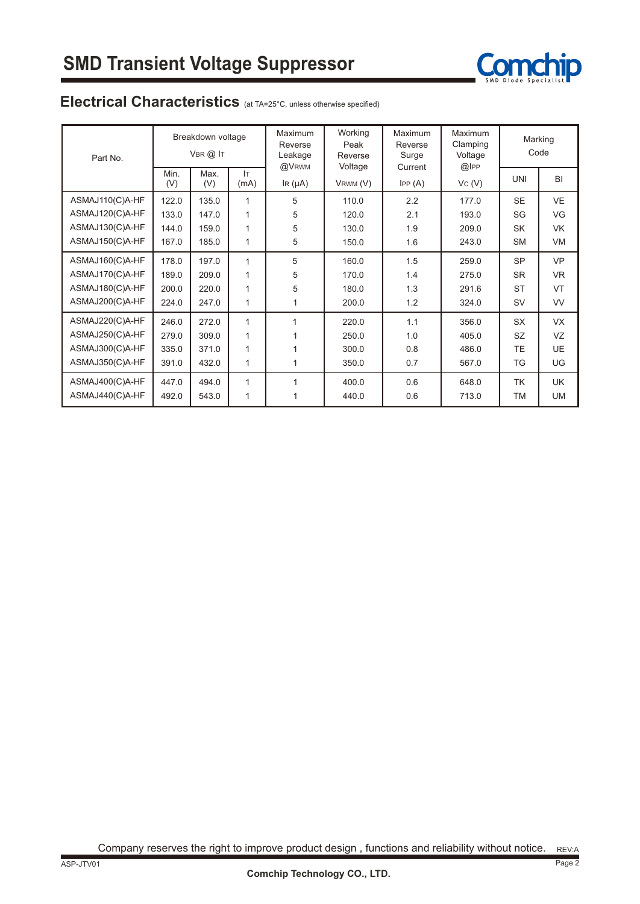# SMD Transient Voltage Suppressor

## Electrical Characteristics (at TA=25°C, unless otherwise specified)

| Part No. | Breakdown voltage $V_{BR}$ @ $I_T$ | | | Maximum Reverse Leakage @$V_{RWM}$ | Working Peak Reverse Voltage | Maximum Reverse Surge Current | Maximum Clamping Voltage @$I_{PP}$ | Marking Code | |
|---|---|---|---|---|---|---|---|---|---|
| | Min. (V) | Max. (V) | $I_T$ (mA) | $I_R$ (μA) | $V_{RWM}$ (V) | $I_{PP}$ (A) | $V_C$ (V) | UNI | BI |
| ASMAJ110(C)A-HF | 122.0 | 135.0 | 1 | 5 | 110.0 | 2.2 | 177.0 | SE | VE |
| ASMAJ120(C)A-HF | 133.0 | 147.0 | 1 | 5 | 120.0 | 2.1 | 193.0 | SG | VG |
| ASMAJ130(C)A-HF | 144.0 | 159.0 | 1 | 5 | 130.0 | 1.9 | 209.0 | SK | VK |
| ASMAJ150(C)A-HF | 167.0 | 185.0 | 1 | 5 | 150.0 | 1.6 | 243.0 | SM | VM |
| ASMAJ160(C)A-HF | 178.0 | 197.0 | 1 | 5 | 160.0 | 1.5 | 259.0 | SP | VP |
| ASMAJ170(C)A-HF | 189.0 | 209.0 | 1 | 5 | 170.0 | 1.4 | 275.0 | SR | VR |
| ASMAJ180(C)A-HF | 200.0 | 220.0 | 1 | 5 | 180.0 | 1.3 | 291.6 | ST | VT |
| ASMAJ200(C)A-HF | 224.0 | 247.0 | 1 | 1 | 200.0 | 1.2 | 324.0 | SV | VV |
| ASMAJ220(C)A-HF | 246.0 | 272.0 | 1 | 1 | 220.0 | 1.1 | 356.0 | SX | VX |
| ASMAJ250(C)A-HF | 279.0 | 309.0 | 1 | 1 | 250.0 | 1.0 | 405.0 | SZ | VZ |
| ASMAJ300(C)A-HF | 335.0 | 371.0 | 1 | 1 | 300.0 | 0.8 | 486.0 | TE | UE |
| ASMAJ350(C)A-HF | 391.0 | 432.0 | 1 | 1 | 350.0 | 0.7 | 567.0 | TG | UG |
| ASMAJ400(C)A-HF | 447.0 | 494.0 | 1 | 1 | 400.0 | 0.6 | 648.0 | TK | UK |
| ASMAJ440(C)A-HF | 492.0 | 543.0 | 1 | 1 | 440.0 | 0.6 | 713.0 | TM | UM |

Company reserves the right to improve product design , functions and reliability without notice.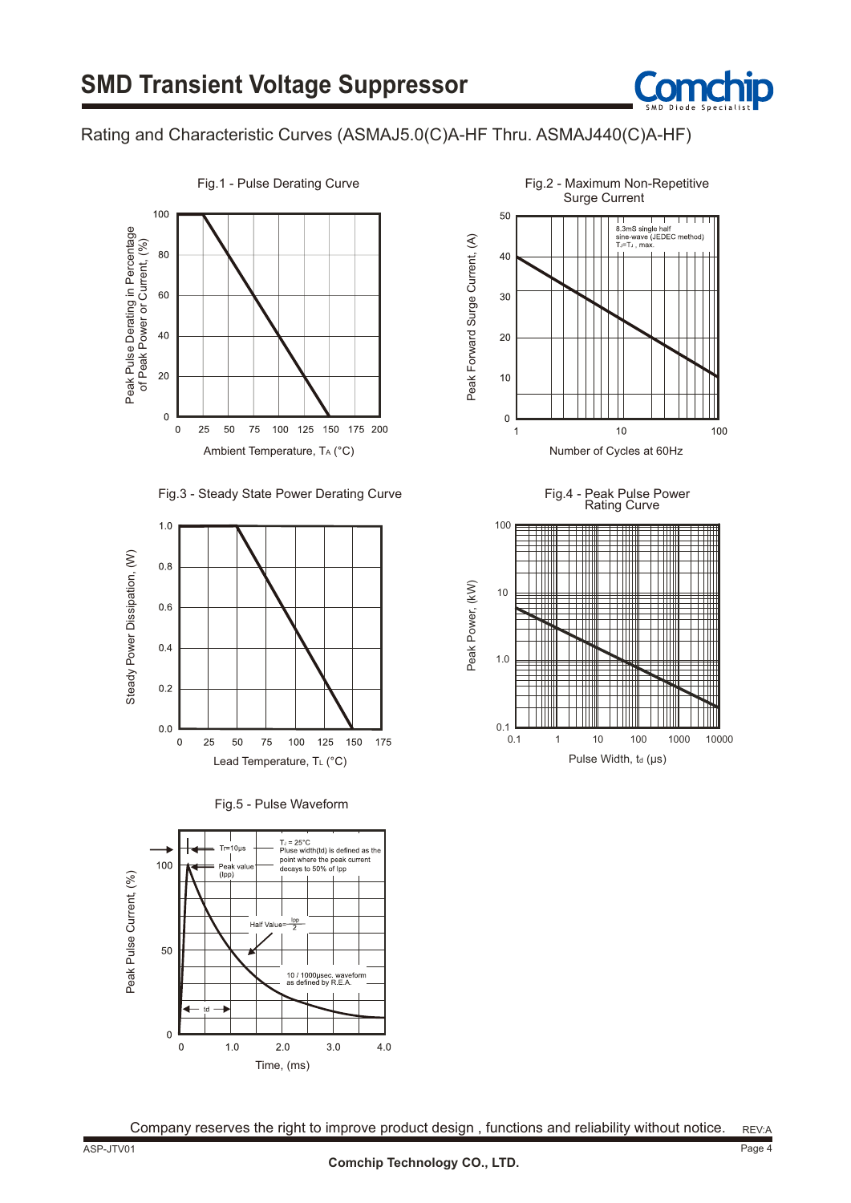# SMD Transient Voltage Suppressor

## Rating and Characteristic Curves (ASMAJ5.0(C)A-HF Thru. ASMAJ440(C)A-HF)

Fig.1 - Pulse Derating Curve

Peak Pulse Derating in Percentage of Peak Power or Current, (%)

Ambient Temperature, $T_A$ (°C)

Fig.2 - Maximum Non-Repetitive Surge Current

8.3mS single half sine-wave (JEDEC method) $T_J$=$T_J$ , max.

Peak Forward Surge Current, (A)

Number of Cycles at 60Hz

Fig.3 - Steady State Power Derating Curve

Steady Power Dissipation, (W)

Lead Temperature, $T_L$ (°C)

Fig.4 - Peak Pulse Power Rating Curve

Peak Power, (kW)

Pulse Width, $t_d$ (µs)

Fig.5 - Pulse Waveform

$T_J$ = 25°C
Pluse width(td) is defined as the point where the peak current decays to 50% of Ipp

Tr=10µs

Peak value (Ipp)

Half Value= $\frac{Ipp}{2}$

10 / 1000µsec. waveform as defined by R.E.A.

td

Peak Pulse Current, (%)

Time, (ms)

Company reserves the right to improve product design , functions and reliability without notice.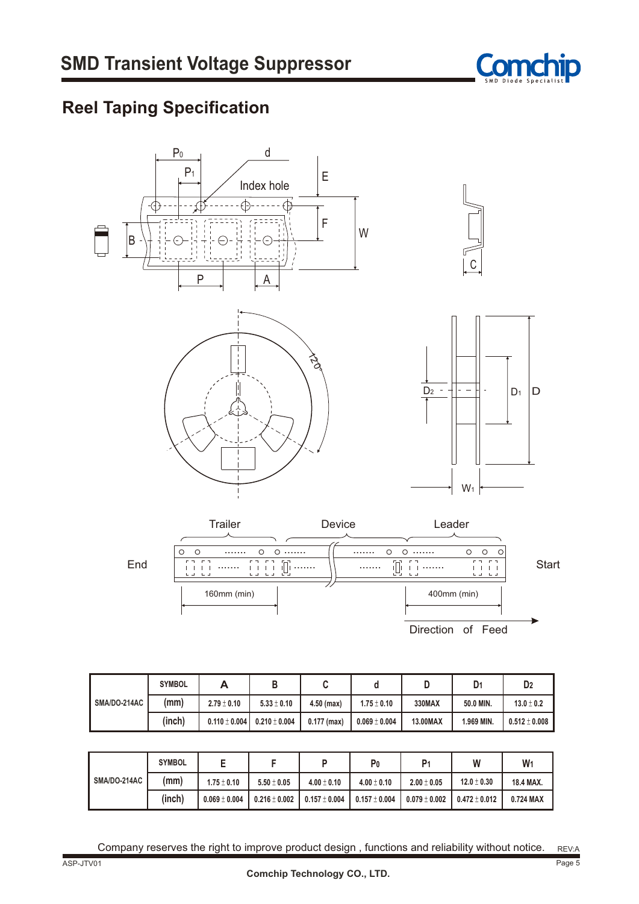# SMD Transient Voltage Suppressor

## Reel Taping Specification

| SMA/DO-214AC | SYMBOL | A | B | C | d | D | $D_1$ | $D_2$ |
|---|---|---|---|---|---|---|---|---|
| | (mm) | 2.79 ± 0.10 | 5.33 ± 0.10 | 4.50 (max) | 1.75 ± 0.10 | 330MAX | 50.0 MIN. | 13.0 ± 0.2 |
| | (inch) | 0.110 ± 0.004 | 0.210 ± 0.004 | 0.177 (max) | 0.069 ± 0.004 | 13.00MAX | 1.969 MIN. | 0.512 ± 0.008 |

| SMA/DO-214AC | SYMBOL | E | F | P | $P_0$ | $P_1$ | W | $W_1$ |
|---|---|---|---|---|---|---|---|---|
| | (mm) | 1.75 ± 0.10 | 5.50 ± 0.05 | 4.00 ± 0.10 | 4.00 ± 0.10 | 2.00 ± 0.05 | 12.0 ± 0.30 | 18.4 MAX. |
| | (inch) | 0.069 ± 0.004 | 0.216 ± 0.002 | 0.157 ± 0.004 | 0.157 ± 0.004 | 0.079 ± 0.002 | 0.472 ± 0.012 | 0.724 MAX |

Company reserves the right to improve product design , functions and reliability without notice.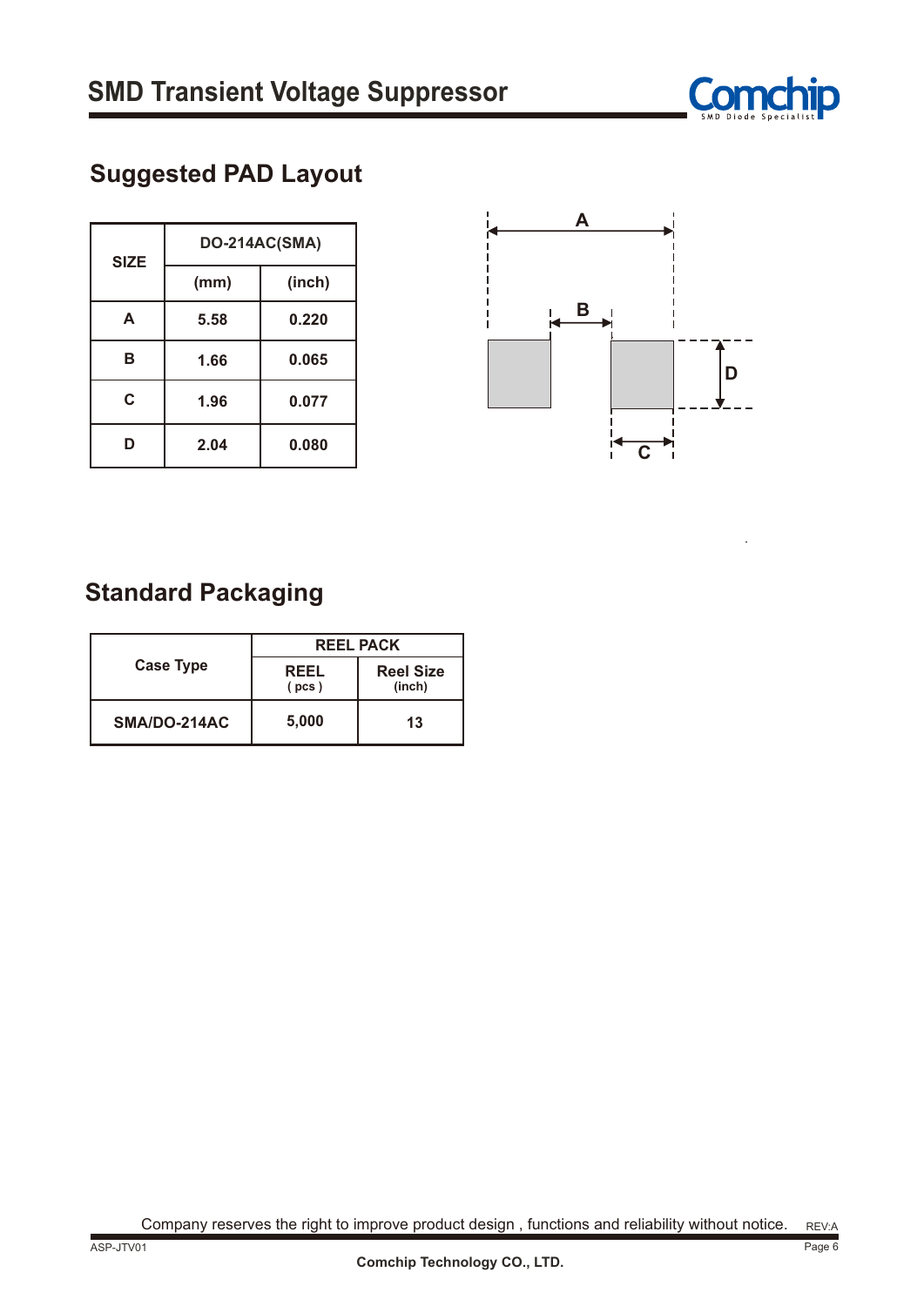# SMD Transient Voltage Suppressor

## Suggested PAD Layout

| SIZE | DO-214AC(SMA) | |
|---|---|---|
| | (mm) | (inch) |
| A | 5.58 | 0.220 |
| B | 1.66 | 0.065 |
| C | 1.96 | 0.077 |
| D | 2.04 | 0.080 |

## Standard Packaging

| Case Type | REEL PACK | |
|---|---|---|
| | REEL ( pcs ) | Reel Size (inch) |
| SMA/DO-214AC | 5,000 | 13 |

Company reserves the right to improve product design , functions and reliability without notice.

REV:A

ASP-JTV01

Comchip Technology CO., LTD.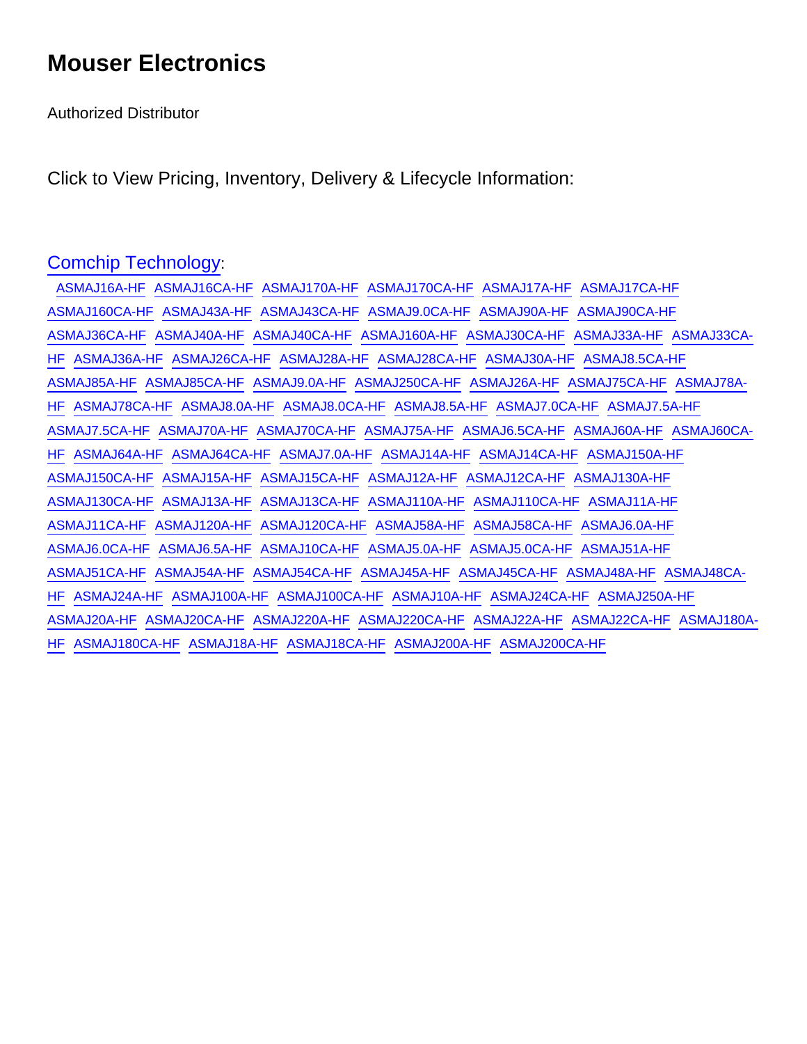# Mouser Electronics

Authorized Distributor

Click to View Pricing, Inventory, Delivery & Lifecycle Information:

Comchip Technology:

ASMAJ16A-HF ASMAJ16CA-HF ASMAJ170A-HF ASMAJ170CA-HF ASMAJ17A-HF ASMAJ17CA-HF ASMAJ160CA-HF ASMAJ43A-HF ASMAJ43CA-HF ASMAJ9.0CA-HF ASMAJ90A-HF ASMAJ90CA-HF ASMAJ36CA-HF ASMAJ40A-HF ASMAJ40CA-HF ASMAJ160A-HF ASMAJ30CA-HF ASMAJ33A-HF ASMAJ33CA-HF ASMAJ36A-HF ASMAJ26CA-HF ASMAJ28A-HF ASMAJ28CA-HF ASMAJ30A-HF ASMAJ8.5CA-HF ASMAJ85A-HF ASMAJ85CA-HF ASMAJ9.0A-HF ASMAJ250CA-HF ASMAJ26A-HF ASMAJ75CA-HF ASMAJ78A-HF ASMAJ78CA-HF ASMAJ8.0A-HF ASMAJ8.0CA-HF ASMAJ8.5A-HF ASMAJ7.0CA-HF ASMAJ7.5A-HF ASMAJ7.5CA-HF ASMAJ70A-HF ASMAJ70CA-HF ASMAJ75A-HF ASMAJ6.5CA-HF ASMAJ60A-HF ASMAJ60CA-HF ASMAJ64A-HF ASMAJ64CA-HF ASMAJ7.0A-HF ASMAJ14A-HF ASMAJ14CA-HF ASMAJ150A-HF ASMAJ150CA-HF ASMAJ15A-HF ASMAJ15CA-HF ASMAJ12A-HF ASMAJ12CA-HF ASMAJ130A-HF ASMAJ130CA-HF ASMAJ13A-HF ASMAJ13CA-HF ASMAJ110A-HF ASMAJ110CA-HF ASMAJ11A-HF ASMAJ11CA-HF ASMAJ120A-HF ASMAJ120CA-HF ASMAJ58A-HF ASMAJ58CA-HF ASMAJ6.0A-HF ASMAJ6.0CA-HF ASMAJ6.5A-HF ASMAJ10CA-HF ASMAJ5.0A-HF ASMAJ5.0CA-HF ASMAJ51A-HF ASMAJ51CA-HF ASMAJ54A-HF ASMAJ54CA-HF ASMAJ45A-HF ASMAJ45CA-HF ASMAJ48A-HF ASMAJ48CA-HF ASMAJ24A-HF ASMAJ100A-HF ASMAJ100CA-HF ASMAJ10A-HF ASMAJ24CA-HF ASMAJ250A-HF ASMAJ20A-HF ASMAJ20CA-HF ASMAJ220A-HF ASMAJ220CA-HF ASMAJ22A-HF ASMAJ22CA-HF ASMAJ180A-HF ASMAJ180CA-HF ASMAJ18A-HF ASMAJ18CA-HF ASMAJ200A-HF ASMAJ200CA-HF